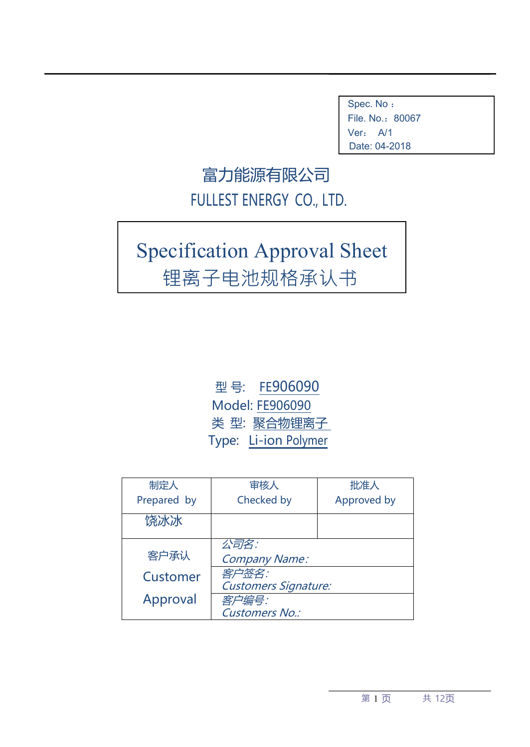| Spec. No： |
| --- |
| File. No.：80067 |
| Ver： A/1 |
| Date: 04-2018 |

# 富力能源有限公司

# FULLEST ENERGY CO., LTD.

## Specification Approval Sheet
## 锂离子电池规格承认书

型 号: FE906090

Model: FE906090

类 型: 聚合物锂离子

Type: Li-ion Polymer

| 制定人 Prepared by | 审核人 Checked by | 批准人 Approved by |
| --- | --- | --- |
| 饶冰冰 | | |
| 客户承认 Customer Approval | *公司名: Company Name:* | |
| | *客户签名: Customers Signature:* | |
| | *客户编号: Customers No.:* | |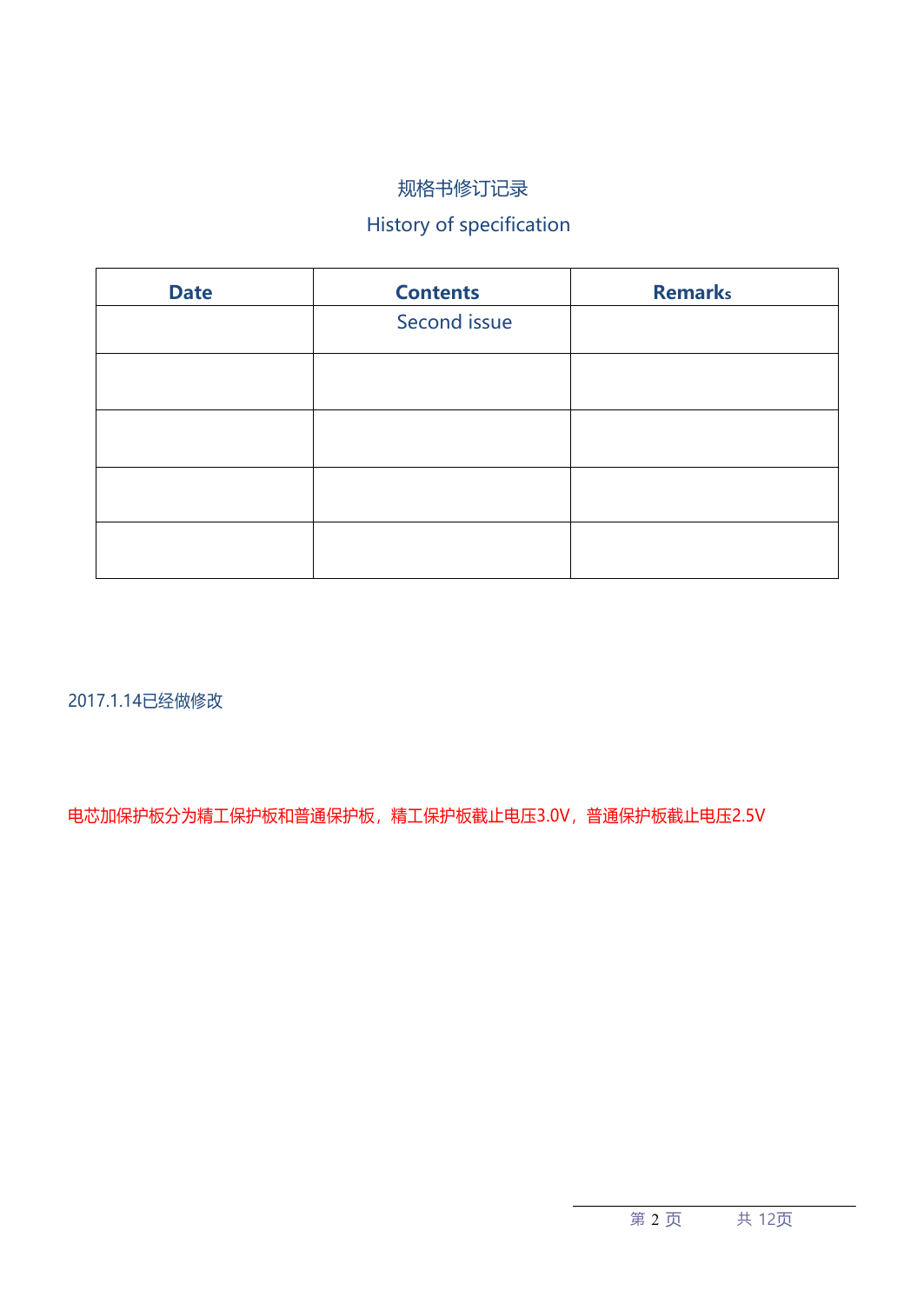# 规格书修订记录

## History of specification

| Date | Contents | Remarks |
|---|---|---|
| | Second issue | |
| | | |
| | | |
| | | |
| | | |

2017.1.14已经做修改

电芯加保护板分为精工保护板和普通保护板，精工保护板截止电压3.0V，普通保护板截止电压2.5V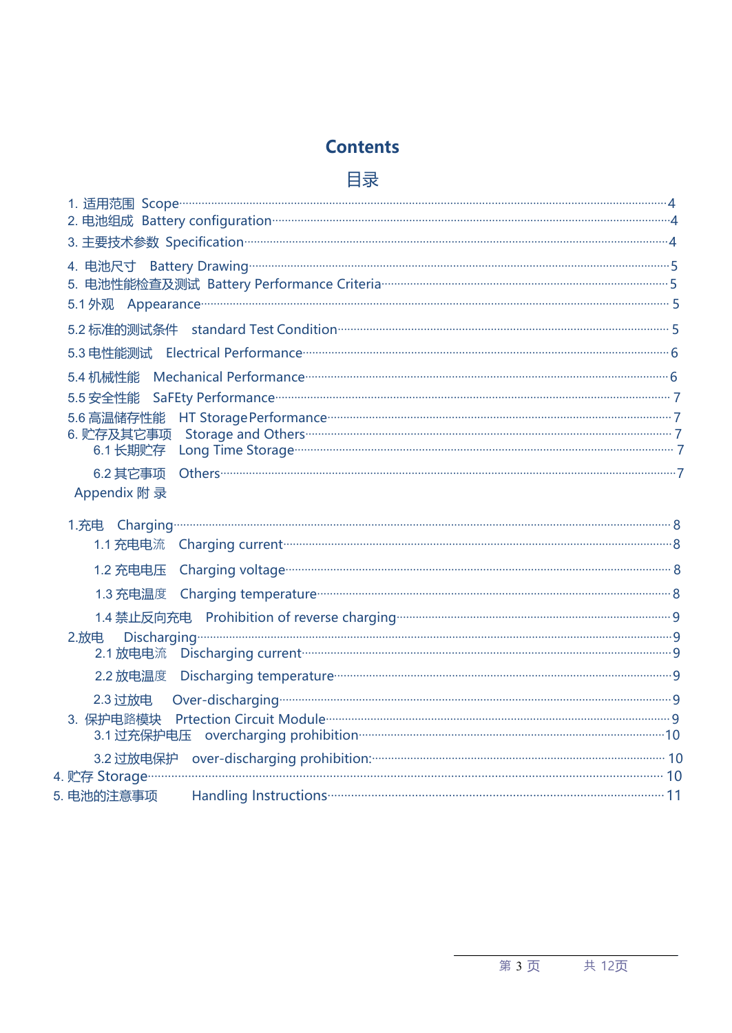# Contents

# 目录

1. 适用范围 Scope ······ 4
2. 电池组成 Battery configuration ······ 4
3. 主要技术参数 Specification ······ 4
4. 电池尺寸 Battery Drawing ······ 5
5. 电池性能检查及测试 Battery Performance Criteria ······ 5

5.1 外观 Appearance ······ 5

5.2 标准的测试条件 standard Test Condition ······ 5

5.3 电性能测试 Electrical Performance ······ 6

5.4 机械性能 Mechanical Performance ······ 6

5.5 安全性能 SaFEty Performance ······ 7

5.6 高温储存性能 HT Storage Performance ······ 7

6. 贮存及其它事项 Storage and Others ······ 7

   6.1 长期贮存 Long Time Storage ······ 7

   6.2 其它事项 Others ······ 7

Appendix 附 录

1.充电 Charging ······ 8

   1.1 充电电流 Charging current ······ 8

   1.2 充电电压 Charging voltage ······ 8

   1.3 充电温度 Charging temperature ······ 8

   1.4 禁止反向充电 Prohibition of reverse charging ······ 9

2.放电 Discharging ······ 9

   2.1 放电电流 Discharging current ······ 9

   2.2 放电温度 Discharging temperature ······ 9

   2.3 过放电 Over-discharging ······ 9

3. 保护电路模块 Prtection Circuit Module ······ 9

   3.1 过充保护电压 overcharging prohibition ······ 10

   3.2 过放电保护 over-discharging prohibition: ······ 10

4. 贮存 Storage ······ 10

5. 电池的注意事项 Handling Instructions ······ 11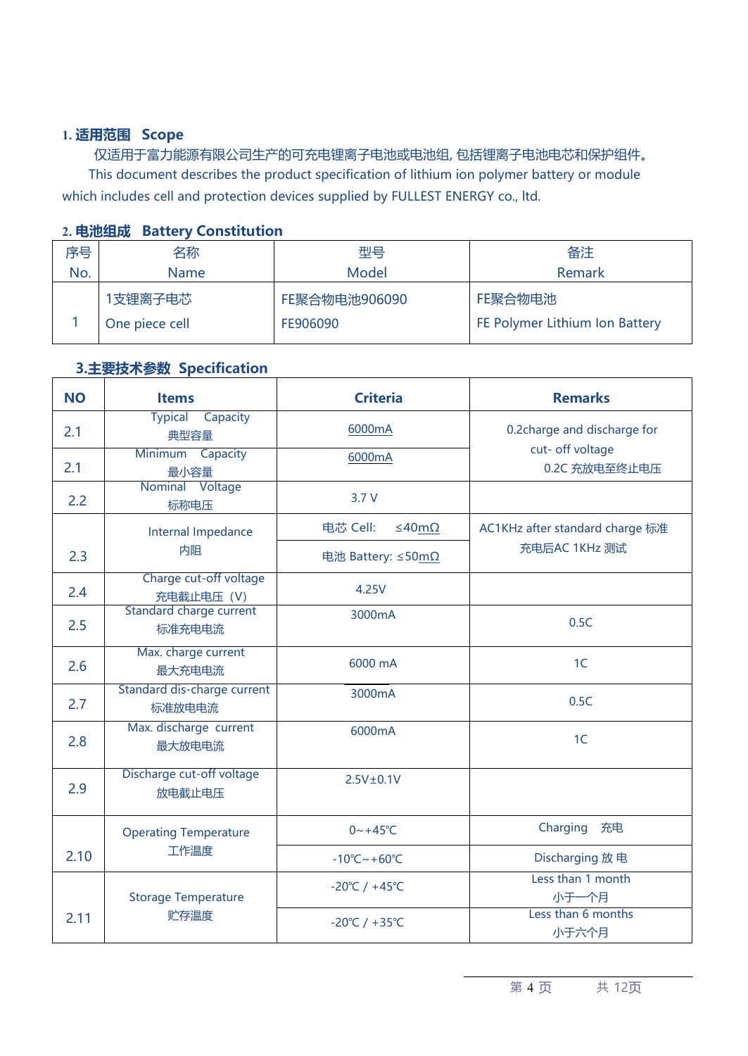## 1. 适用范围 Scope

仅适用于富力能源有限公司生产的可充电锂离子电池或电池组, 包括锂离子电池电芯和保护组件。

This document describes the product specification of lithium ion polymer battery or module which includes cell and protection devices supplied by FULLEST ENERGY co., ltd.

## 2. 电池组成 Battery Constitution

| 序号<br>No. | 名称<br>Name | 型号<br>Model | 备注<br>Remark |
|---|---|---|---|
| 1 | 1支锂离子电芯<br>One piece cell | FE聚合物电池906090<br>FE906090 | FE聚合物电池<br>FE Polymer Lithium Ion Battery |

## 3.主要技术参数 Specification

| NO | Items | Criteria | Remarks |
|---|---|---|---|
| 2.1 | Typical Capacity<br>典型容量 | 6000mA | 0.2charge and discharge for cut- off voltage<br>0.2C 充放电至终止电压 |
| 2.1 | Minimum Capacity<br>最小容量 | 6000mA | |
| 2.2 | Nominal Voltage<br>标称电压 | 3.7 V | |
| 2.3 | Internal Impedance<br>内阻 | 电芯 Cell: ≤40mΩ | AC1KHz after standard charge 标准充电后AC 1KHz 测试 |
| | | 电池 Battery: ≤50mΩ | |
| 2.4 | Charge cut-off voltage<br>充电截止电压（V） | 4.25V | |
| 2.5 | Standard charge current<br>标准充电电流 | 3000mA | 0.5C |
| 2.6 | Max. charge current<br>最大充电电流 | 6000 mA | 1C |
| 2.7 | Standard dis-charge current<br>标准放电电流 | 3000mA | 0.5C |
| 2.8 | Max. discharge current<br>最大放电电流 | 6000mA | 1C |
| 2.9 | Discharge cut-off voltage<br>放电截止电压 | 2.5V±0.1V | |
| 2.10 | Operating Temperature<br>工作温度 | 0~+45℃ | Charging 充电 |
| | | -10℃~+60℃ | Discharging 放 电 |
| 2.11 | Storage Temperature<br>贮存温度 | -20℃ / +45℃ | Less than 1 month<br>小于一个月 |
| | | -20℃ / +35℃ | Less than 6 months<br>小于六个月 |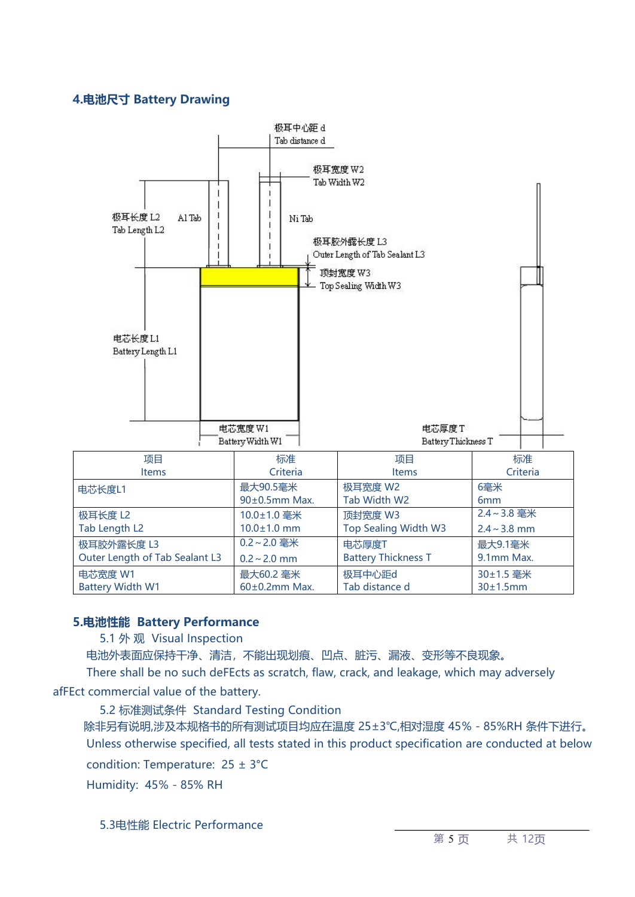## 4.电池尺寸 Battery Drawing

| 项目<br>Items | 标准<br>Criteria | 项目<br>Items | 标准<br>Criteria |
|---|---|---|---|
| 电芯长度L1 | 最大90.5毫米<br>90±0.5mm Max. | 极耳宽度 W2<br>Tab Width W2 | 6毫米<br>6mm |
| 极耳长度 L2<br>Tab Length L2 | 10.0±1.0 毫米<br>10.0±1.0 mm | 顶封宽度 W3<br>Top Sealing Width W3 | 2.4～3.8 毫米<br>2.4～3.8 mm |
| 极耳胶外露长度 L3<br>Outer Length of Tab Sealant L3 | 0.2～2.0 毫米<br>0.2～2.0 mm | 电芯厚度T<br>Battery Thickness T | 最大9.1毫米<br>9.1mm Max. |
| 电芯宽度 W1<br>Battery Width W1 | 最大60.2 毫米<br>60±0.2mm Max. | 极耳中心距d<br>Tab distance d | 30±1.5 毫米<br>30±1.5mm |

## 5.电池性能 Battery Performance

### 5.1 外 观 Visual Inspection

电池外表面应保持干净、清洁，不能出现划痕、凹点、脏污、漏液、变形等不良现象。

There shall be no such deFEcts as scratch, flaw, crack, and leakage, which may adversely afFEct commercial value of the battery.

### 5.2 标准测试条件 Standard Testing Condition

除非另有说明,涉及本规格书的所有测试项目均应在温度 25±3℃,相对湿度 45% - 85%RH 条件下进行。

Unless otherwise specified, all tests stated in this product specification are conducted at below condition: Temperature: 25 ± 3°C

Humidity: 45% - 85% RH

### 5.3电性能 Electric Performance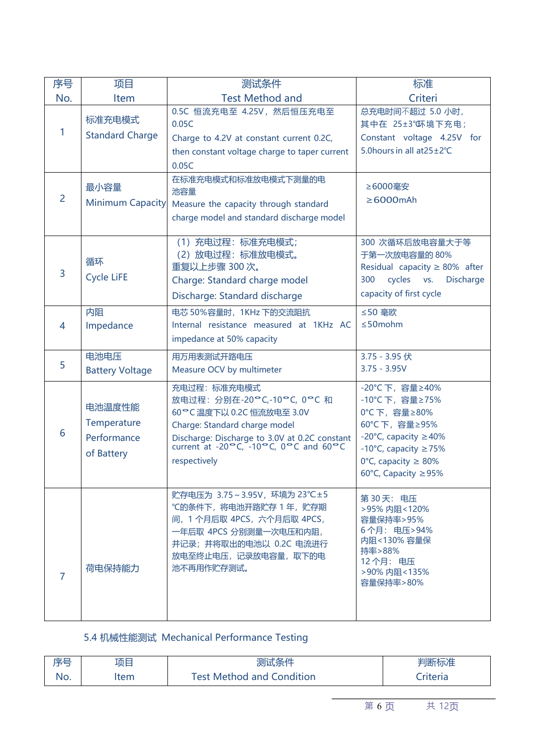| 序号 No. | 项目 Item | 测试条件 Test Method and | 标准 Criteri |
|---|---|---|---|
| 1 | 标准充电模式 Standard Charge | 0.5C 恒流充电至 4.25V，然后恒压充电至 0.05C<br>Charge to 4.2V at constant current 0.2C, then constant voltage charge to taper current 0.05C | 总充电时间不超过 5.0 小时，其中在 25±3℃环境下充电；<br>Constant voltage 4.25V for 5.0hours in all at25±2℃ |
| 2 | 最小容量 Minimum Capacity | 在标准充电模式和标准放电模式下测量的电池容量<br>Measure the capacity through standard charge model and standard discharge model | ≥6000毫安<br>≥6000mAh |
| 3 | 循环 Cycle LiFE | （1）充电过程：标准充电模式；<br>（2）放电过程：标准放电模式。<br>重复以上步骤 300 次。<br>Charge: Standard charge model<br>Discharge: Standard discharge | 300 次循环后放电容量大于等于第一次放电容量的 80%<br>Residual capacity ≥ 80% after 300 cycles vs. Discharge capacity of first cycle |
| 4 | 内阻 Impedance | 电芯 50%容量时，1KHz 下的交流阻抗<br>Internal resistance measured at 1KHz AC impedance at 50% capacity | ≤50 毫欧<br>≤50mohm |
| 5 | 电池电压 Battery Voltage | 用万用表测试开路电压<br>Measure OCV by multimeter | 3.75 - 3.95 伏<br>3.75 - 3.95V |
| 6 | 电池温度性能 Temperature Performance of Battery | 充电过程：标准充电模式<br>放电过程：分别在-20°C,-10°C，0°C 和 60°C 温度下以 0.2C 恒流放电至 3.0V<br>Charge: Standard charge model<br>Discharge: Discharge to 3.0V at 0.2C constant current at -20°C, -10°C, 0°C and 60°C respectively | -20°C 下，容量≥40%<br>-10°C 下，容量≥75%<br>0°C 下，容量≥80%<br>60°C 下，容量≥95%<br>-20°C, capacity ≥40%<br>-10°C, capacity ≥75%<br>0°C, capacity ≥ 80%<br>60°C, Capacity ≥95% |
| 7 | 荷电保持能力 | 贮存电压为 3.75～3.95V，环境为 23℃±5℃的条件下，将电池开路贮存 1 年，贮存期间，1 个月后取 4PCS，六个月后取 4PCS，一年后取 4PCS 分别测量一次电压和内阻，并记录；并将取出的电池以 0.2C 电流进行放电至终止电压，记录放电容量，取下的电池不再用作贮存测试。 | 第 30 天：电压>95% 内阻<120% 容量保持率>95%<br>6 个月：电压>94% 内阻<130% 容量保持率>88%<br>12 个月：电压>90% 内阻<135% 容量保持率>80% |

5.4 机械性能测试 Mechanical Performance Testing

| 序号 No. | 项目 Item | 测试条件 Test Method and Condition | 判断标准 Criteria |
|---|---|---|---|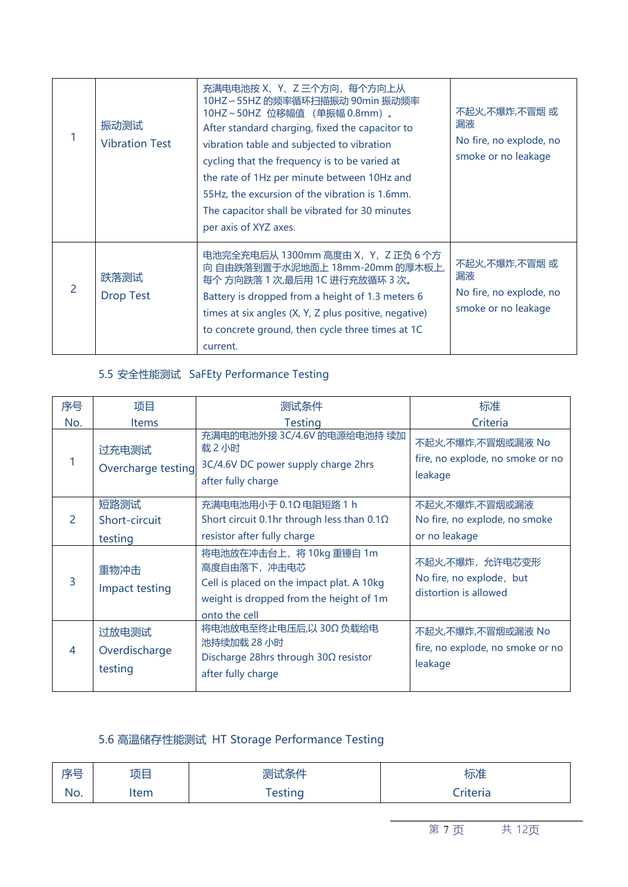| 1 | 振动测试<br>Vibration Test | 充满电电池按 X、Y、Z 三个方向，每个方向上从 10HZ～55HZ 的频率循环扫描振动 90min 振动频率 10HZ～50HZ 位移幅值 （单振幅 0.8mm）。<br>After standard charging, fixed the capacitor to vibration table and subjected to vibration cycling that the frequency is to be varied at the rate of 1Hz per minute between 10Hz and 55Hz, the excursion of the vibration is 1.6mm. The capacitor shall be vibrated for 30 minutes per axis of XYZ axes. | 不起火,不爆炸,不冒烟 或漏液<br>No fire, no explode, no smoke or no leakage |
|---|---|---|---|
| 2 | 跌落测试<br>Drop Test | 电池完全充电后从 1300mm 高度由 X，Y，Z 正负 6 个方向 自由跌落到置于水泥地面上 18mm-20mm 的厚木板上,每个 方向跌落 1 次,最后用 1C 进行充放循环 3 次。<br>Battery is dropped from a height of 1.3 meters 6 times at six angles (X, Y, Z plus positive, negative) to concrete ground, then cycle three times at 1C current. | 不起火,不爆炸,不冒烟 或漏液<br>No fire, no explode, no smoke or no leakage |

5.5 安全性能测试 SaFEty Performance Testing

| 序号<br>No. | 项目<br>Items | 测试条件<br>Testing | 标准<br>Criteria |
|---|---|---|---|
| 1 | 过充电测试<br>Overcharge testing | 充满电的电池外接 3C/4.6V 的电源给电池持 续加载 2 小时<br>3C/4.6V DC power supply charge 2hrs after fully charge | 不起火,不爆炸,不冒烟或漏液 No fire, no explode, no smoke or no leakage |
| 2 | 短路测试<br>Short-circuit testing | 充满电电池用小于 0.1Ω 电阻短路 1 h<br>Short circuit 0.1hr through less than 0.1Ω resistor after fully charge | 不起火,不爆炸,不冒烟或漏液<br>No fire, no explode, no smoke or no leakage |
| 3 | 重物冲击<br>Impact testing | 将电池放在冲击台上，将 10kg 重锤自 1m 高度自由落下，冲击电芯<br>Cell is placed on the impact plat. A 10kg weight is dropped from the height of 1m onto the cell | 不起火,不爆炸，允许电芯变形<br>No fire, no explode，but distortion is allowed |
| 4 | 过放电测试<br>Overdischarge testing | 将电池放电至终止电压后,以 30Ω 负载给电池持续加载 28 小时<br>Discharge 28hrs through 30Ω resistor after fully charge | 不起火,不爆炸,不冒烟或漏液 No fire, no explode, no smoke or no leakage |

5.6 高温储存性能测试 HT Storage Performance Testing

| 序号<br>No. | 项目<br>Item | 测试条件<br>Testing | 标准<br>Criteria |
|---|---|---|---|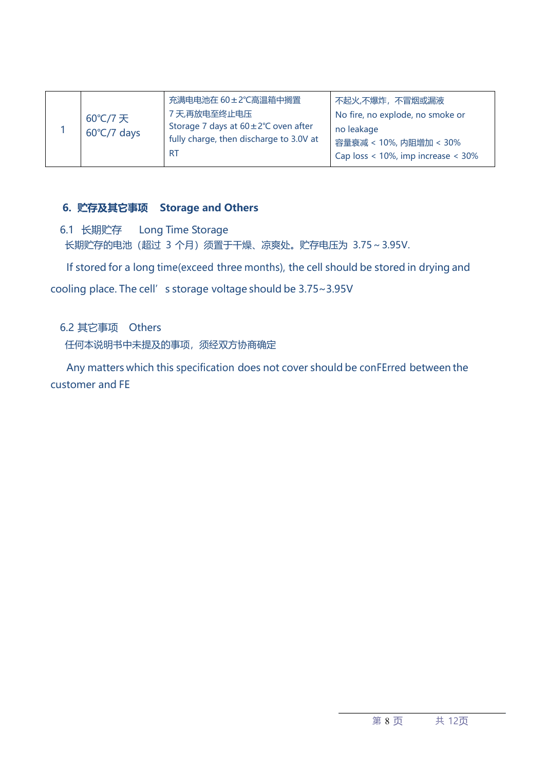| 1 | 60℃/7 天<br>60℃/7 days | 充满电电池在 60±2℃高温箱中搁置 7 天,再放电至终止电压<br>Storage 7 days at 60±2℃ oven after fully charge, then discharge to 3.0V at RT | 不起火,不爆炸，不冒烟或漏液<br>No fire, no explode, no smoke or no leakage<br>容量衰减 < 10%, 内阻增加 < 30%<br>Cap loss < 10%, imp increase < 30% |
|---|---|---|---|

## 6. 贮存及其它事项　Storage and Others

### 6.1 长期贮存　Long Time Storage

长期贮存的电池（超过 3 个月）须置于干燥、凉爽处。贮存电压为 3.75～3.95V.

If stored for a long time(exceed three months), the cell should be stored in drying and cooling place. The cell' s storage voltage should be 3.75~3.95V

### 6.2 其它事项　Others

任何本说明书中未提及的事项，须经双方协商确定

Any matters which this specification does not cover should be conFErred between the customer and FE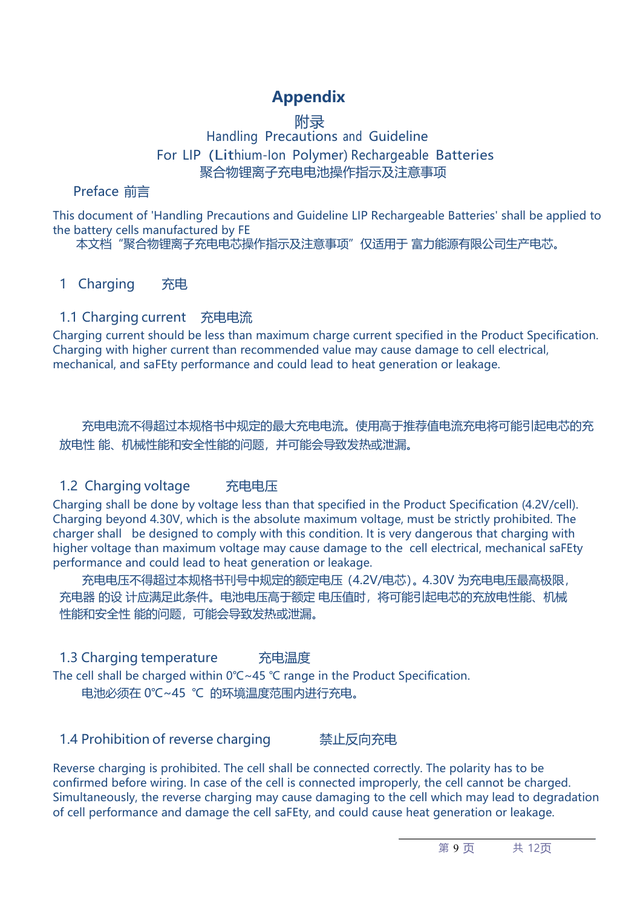# Appendix

附录

Handling Precautions and Guideline

For LIP (Lithium-Ion Polymer) Rechargeable Batteries

聚合物锂离子充电电池操作指示及注意事项

## Preface 前言

This document of 'Handling Precautions and Guideline LIP Rechargeable Batteries' shall be applied to the battery cells manufactured by FE

本文档“聚合物锂离子充电电芯操作指示及注意事项”仅适用于 富力能源有限公司生产电芯。

## 1 Charging 充电

### 1.1 Charging current 充电电流

Charging current should be less than maximum charge current specified in the Product Specification. Charging with higher current than recommended value may cause damage to cell electrical, mechanical, and saFEty performance and could lead to heat generation or leakage.

充电电流不得超过本规格书中规定的最大充电电流。使用高于推荐值电流充电将可能引起电芯的充放电性 能、机械性能和安全性能的问题，并可能会导致发热或泄漏。

### 1.2 Charging voltage 充电电压

Charging shall be done by voltage less than that specified in the Product Specification (4.2V/cell). Charging beyond 4.30V, which is the absolute maximum voltage, must be strictly prohibited. The charger shall be designed to comply with this condition. It is very dangerous that charging with higher voltage than maximum voltage may cause damage to the cell electrical, mechanical saFEty performance and could lead to heat generation or leakage.

充电电压不得超过本规格书刊号中规定的额定电压（4.2V/电芯）。4.30V 为充电电压最高极限，充电器 的设 计应满足此条件。电池电压高于额定 电压值时，将可能引起电芯的充放电性能、机械性能和安全性 能的问题，可能会导致发热或泄漏。

### 1.3 Charging temperature 充电温度

The cell shall be charged within 0℃~45 ℃ range in the Product Specification.

电池必须在 0℃~45 ℃ 的环境温度范围内进行充电。

### 1.4 Prohibition of reverse charging 禁止反向充电

Reverse charging is prohibited. The cell shall be connected correctly. The polarity has to be confirmed before wiring. In case of the cell is connected improperly, the cell cannot be charged. Simultaneously, the reverse charging may cause damaging to the cell which may lead to degradation of cell performance and damage the cell saFEty, and could cause heat generation or leakage.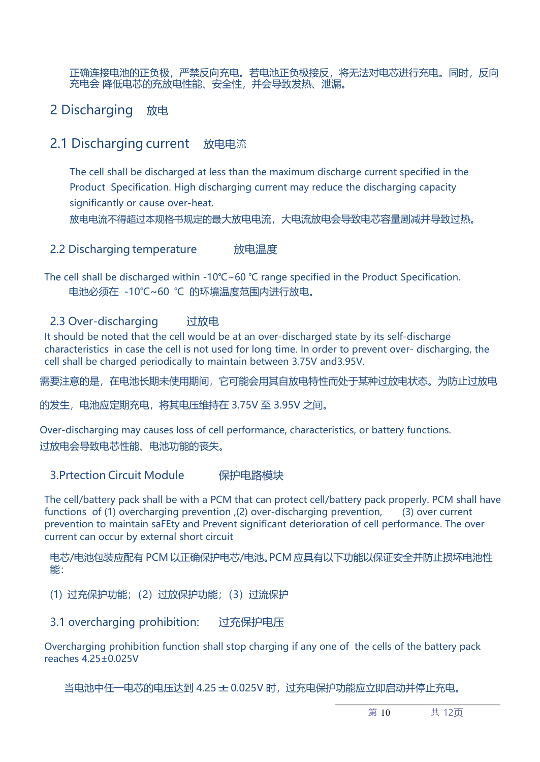正确连接电池的正负极，严禁反向充电。若电池正负极接反，将无法对电芯进行充电。同时，反向充电会 降低电芯的充放电性能、安全性，并会导致发热、泄漏。

# 2 Discharging 放电

## 2.1 Discharging current 放电电流

The cell shall be discharged at less than the maximum discharge current specified in the Product Specification. High discharging current may reduce the discharging capacity significantly or cause over-heat.

放电电流不得超过本规格书规定的最大放电电流，大电流放电会导致电芯容量剧减并导致过热。

## 2.2 Discharging temperature 放电温度

The cell shall be discharged within -10℃~60 ℃ range specified in the Product Specification.

电池必须在 -10℃~60 ℃ 的环境温度范围内进行放电。

## 2.3 Over-discharging 过放电

It should be noted that the cell would be at an over-discharged state by its self-discharge characteristics in case the cell is not used for long time. In order to prevent over- discharging, the cell shall be charged periodically to maintain between 3.75V and3.95V.

需要注意的是，在电池长期未使用期间，它可能会用其自放电特性而处于某种过放电状态。为防止过放电的发生，电池应定期充电，将其电压维持在 3.75V 至 3.95V 之间。

Over-discharging may causes loss of cell performance, characteristics, or battery functions.

过放电会导致电芯性能、电池功能的丧失。

# 3.Prtection Circuit Module 保护电路模块

The cell/battery pack shall be with a PCM that can protect cell/battery pack properly. PCM shall have functions of (1) overcharging prevention ,(2) over-discharging prevention, (3) over current prevention to maintain saFEty and Prevent significant deterioration of cell performance. The over current can occur by external short circuit

电芯/电池包装应配有 PCM 以正确保护电芯/电池。PCM 应具有以下功能以保证安全并防止损坏电池性能：

(1) 过充保护功能；(2) 过放保护功能；(3) 过流保护

## 3.1 overcharging prohibition: 过充保护电压

Overcharging prohibition function shall stop charging if any one of the cells of the battery pack reaches 4.25±0.025V

当电池中任一电芯的电压达到 4.25 ± 0.025V 时，过充电保护功能应立即启动并停止充电。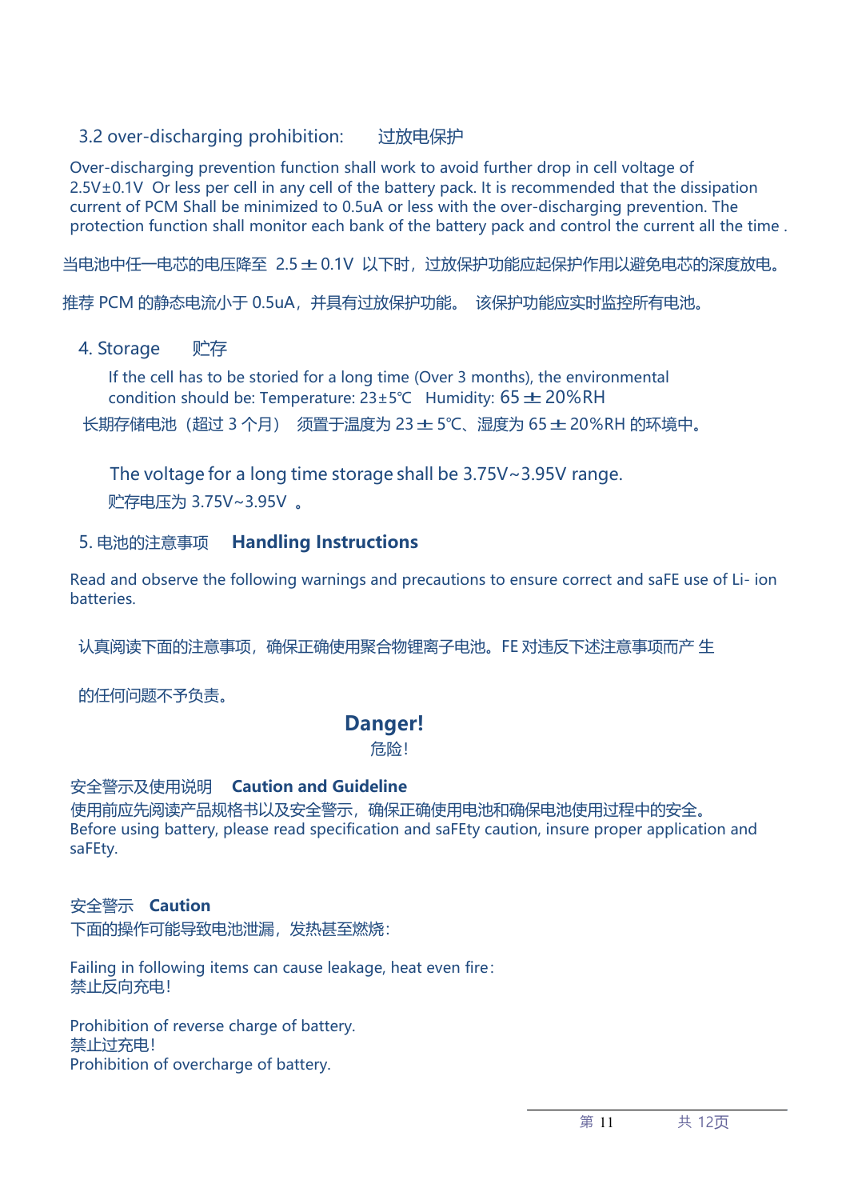### 3.2 over-discharging prohibition: 过放电保护

Over-discharging prevention function shall work to avoid further drop in cell voltage of 2.5V±0.1V Or less per cell in any cell of the battery pack. It is recommended that the dissipation current of PCM Shall be minimized to 0.5uA or less with the over-discharging prevention. The protection function shall monitor each bank of the battery pack and control the current all the time .

当电池中任一电芯的电压降至 2.5 ± 0.1V 以下时，过放保护功能应起保护作用以避免电芯的深度放电。

推荐 PCM 的静态电流小于 0.5uA，并具有过放保护功能。 该保护功能应实时监控所有电池。

## 4. Storage 贮存

If the cell has to be storied for a long time (Over 3 months), the environmental condition should be: Temperature: 23±5℃ Humidity: 65 ± 20%RH

长期存储电池（超过 3 个月） 须置于温度为 23 ± 5℃、湿度为 65 ± 20%RH 的环境中。

The voltage for a long time storage shall be 3.75V~3.95V range.

贮存电压为 3.75V~3.95V 。

## 5. 电池的注意事项 **Handling Instructions**

Read and observe the following warnings and precautions to ensure correct and saFE use of Li- ion batteries.

认真阅读下面的注意事项，确保正确使用聚合物锂离子电池。FE 对违反下述注意事项而产 生

的任何问题不予负责。

**Danger!**

危险!

安全警示及使用说明 **Caution and Guideline**

使用前应先阅读产品规格书以及安全警示，确保正确使用电池和确保电池使用过程中的安全。
Before using battery, please read specification and saFEty caution, insure proper application and saFEty.

安全警示 **Caution**

下面的操作可能导致电池泄漏，发热甚至燃烧：

Failing in following items can cause leakage, heat even fire：
禁止反向充电!

Prohibition of reverse charge of battery.
禁止过充电!
Prohibition of overcharge of battery.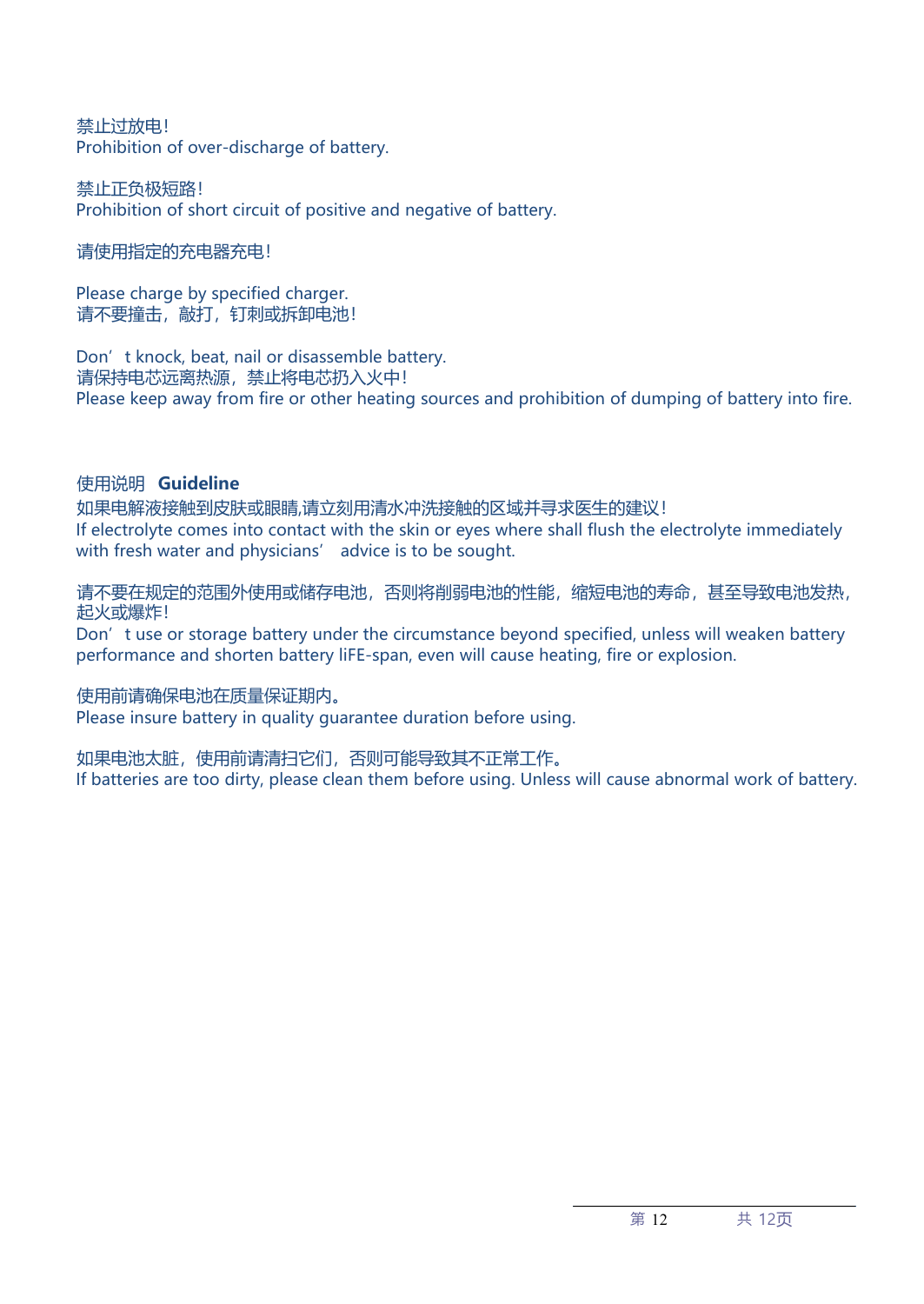禁止过放电！
Prohibition of over-discharge of battery.

禁止正负极短路！
Prohibition of short circuit of positive and negative of battery.

请使用指定的充电器充电！

Please charge by specified charger.
请不要撞击，敲打，钉刺或拆卸电池！

Don’t knock, beat, nail or disassemble battery.
请保持电芯远离热源，禁止将电芯扔入火中！
Please keep away from fire or other heating sources and prohibition of dumping of battery into fire.

## 使用说明 **Guideline**

如果电解液接触到皮肤或眼睛,请立刻用清水冲洗接触的区域并寻求医生的建议！
If electrolyte comes into contact with the skin or eyes where shall flush the electrolyte immediately with fresh water and physicians’ advice is to be sought.

请不要在规定的范围外使用或储存电池，否则将削弱电池的性能，缩短电池的寿命，甚至导致电池发热，起火或爆炸！
Don’t use or storage battery under the circumstance beyond specified, unless will weaken battery performance and shorten battery liFE-span, even will cause heating, fire or explosion.

使用前请确保电池在质量保证期内。
Please insure battery in quality guarantee duration before using.

如果电池太脏，使用前请清扫它们，否则可能导致其不正常工作。
If batteries are too dirty, please clean them before using. Unless will cause abnormal work of battery.